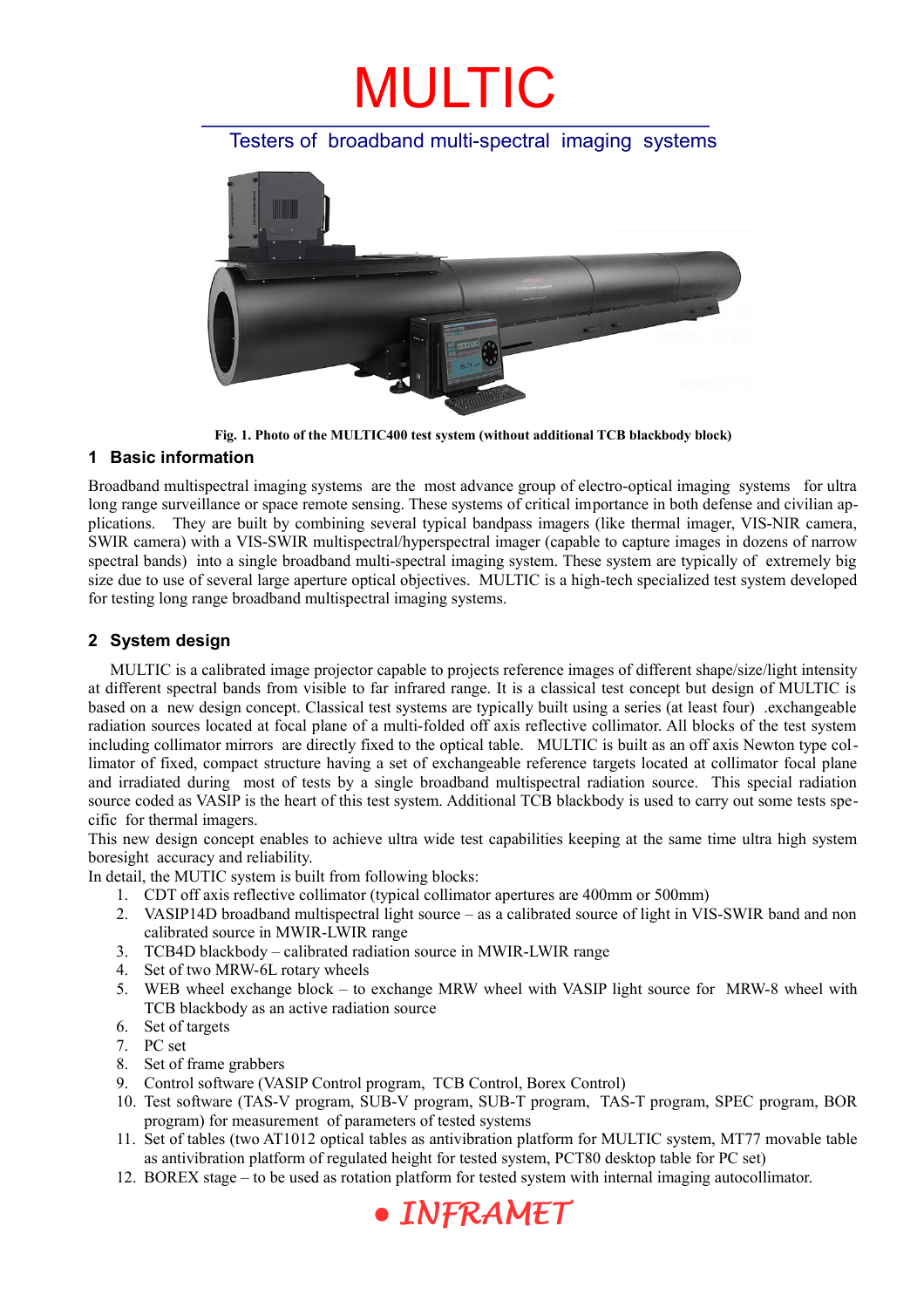# MULTIC

## Testers of broadband multi-spectral imaging systems

**Fig. 1. Photo of the MULTIC400 test system (without additional TCB blackbody block)**

## 1 Basic information

Broadband multispectral imaging systems are the most advance group of electro-optical imaging systems for ultra long range surveillance or space remote sensing. These systems of critical importance in both defense and civilian applications. They are built by combining several typical bandpass imagers (like thermal imager, VIS-NIR camera, SWIR camera) with a VIS-SWIR multispectral/hyperspectral imager (capable to capture images in dozens of narrow spectral bands) into a single broadband multi-spectral imaging system. These system are typically of extremely big size due to use of several large aperture optical objectives. MULTIC is a high-tech specialized test system developed for testing long range broadband multispectral imaging systems.

## 2 System design

MULTIC is a calibrated image projector capable to projects reference images of different shape/size/light intensity at different spectral bands from visible to far infrared range. It is a classical test concept but design of MULTIC is based on a new design concept. Classical test systems are typically built using a series (at least four) .exchangeable radiation sources located at focal plane of a multi-folded off axis reflective collimator. All blocks of the test system including collimator mirrors are directly fixed to the optical table. MULTIC is built as an off axis Newton type collimator of fixed, compact structure having a set of exchangeable reference targets located at collimator focal plane and irradiated during most of tests by a single broadband multispectral radiation source. This special radiation source coded as VASIP is the heart of this test system. Additional TCB blackbody is used to carry out some tests specific for thermal imagers.

This new design concept enables to achieve ultra wide test capabilities keeping at the same time ultra high system boresight accuracy and reliability.

In detail, the MUTIC system is built from following blocks:

1. CDT off axis reflective collimator (typical collimator apertures are 400mm or 500mm)
2. VASIP14D broadband multispectral light source – as a calibrated source of light in VIS-SWIR band and non calibrated source in MWIR-LWIR range
3. TCB4D blackbody – calibrated radiation source in MWIR-LWIR range
4. Set of two MRW-6L rotary wheels
5. WEB wheel exchange block – to exchange MRW wheel with VASIP light source for MRW-8 wheel with TCB blackbody as an active radiation source
6. Set of targets
7. PC set
8. Set of frame grabbers
9. Control software (VASIP Control program, TCB Control, Borex Control)
10. Test software (TAS-V program, SUB-V program, SUB-T program, TAS-T program, SPEC program, BOR program) for measurement of parameters of tested systems
11. Set of tables (two AT1012 optical tables as antivibration platform for MULTIC system, MT77 movable table as antivibration platform of regulated height for tested system, PCT80 desktop table for PC set)
12. BOREX stage – to be used as rotation platform for tested system with internal imaging autocollimator.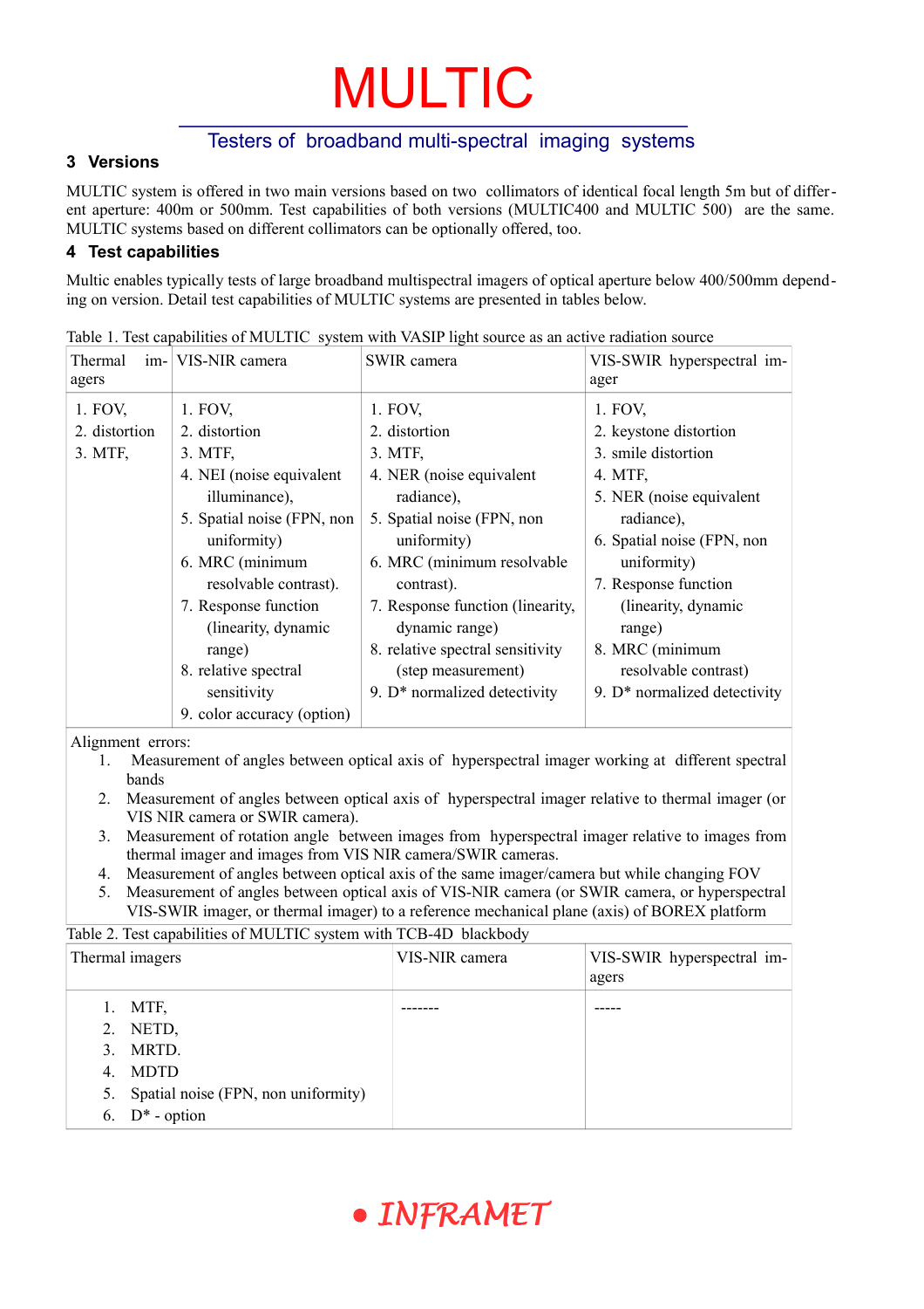# MULTIC

Testers of broadband multi-spectral imaging systems

## 3 Versions

MULTIC system is offered in two main versions based on two collimators of identical focal length 5m but of different aperture: 400m or 500mm. Test capabilities of both versions (MULTIC400 and MULTIC 500) are the same. MULTIC systems based on different collimators can be optionally offered, too.

## 4 Test capabilities

Multic enables typically tests of large broadband multispectral imagers of optical aperture below 400/500mm depending on version. Detail test capabilities of MULTIC systems are presented in tables below.

Table 1. Test capabilities of MULTIC system with VASIP light source as an active radiation source

| Thermal imagers | VIS-NIR camera | SWIR camera | VIS-SWIR hyperspectral imager |
|---|---|---|---|
| 1. FOV,<br>2. distortion<br>3. MTF, | 1. FOV,<br>2. distortion<br>3. MTF,<br>4. NEI (noise equivalent illuminance),<br>5. Spatial noise (FPN, non uniformity)<br>6. MRC (minimum resolvable contrast).<br>7. Response function (linearity, dynamic range)<br>8. relative spectral sensitivity<br>9. color accuracy (option) | 1. FOV,<br>2. distortion<br>3. MTF,<br>4. NER (noise equivalent radiance),<br>5. Spatial noise (FPN, non uniformity)<br>6. MRC (minimum resolvable contrast).<br>7. Response function (linearity, dynamic range)<br>8. relative spectral sensitivity (step measurement)<br>9. D* normalized detectivity | 1. FOV,<br>2. keystone distortion<br>3. smile distortion<br>4. MTF,<br>5. NER (noise equivalent radiance),<br>6. Spatial noise (FPN, non uniformity)<br>7. Response function (linearity, dynamic range)<br>8. MRC (minimum resolvable contrast)<br>9. D* normalized detectivity |

Alignment errors:

1. Measurement of angles between optical axis of hyperspectral imager working at different spectral bands
2. Measurement of angles between optical axis of hyperspectral imager relative to thermal imager (or VIS NIR camera or SWIR camera).
3. Measurement of rotation angle between images from hyperspectral imager relative to images from thermal imager and images from VIS NIR camera/SWIR cameras.
4. Measurement of angles between optical axis of the same imager/camera but while changing FOV
5. Measurement of angles between optical axis of VIS-NIR camera (or SWIR camera, or hyperspectral VIS-SWIR imager, or thermal imager) to a reference mechanical plane (axis) of BOREX platform

Table 2. Test capabilities of MULTIC system with TCB-4D blackbody

| Thermal imagers | VIS-NIR camera | VIS-SWIR hyperspectral imagers |
|---|---|---|
| 1. MTF,<br>2. NETD,<br>3. MRTD.<br>4. MDTD<br>5. Spatial noise (FPN, non uniformity)<br>6. D* - option | ------- | ----- |

INFRAMET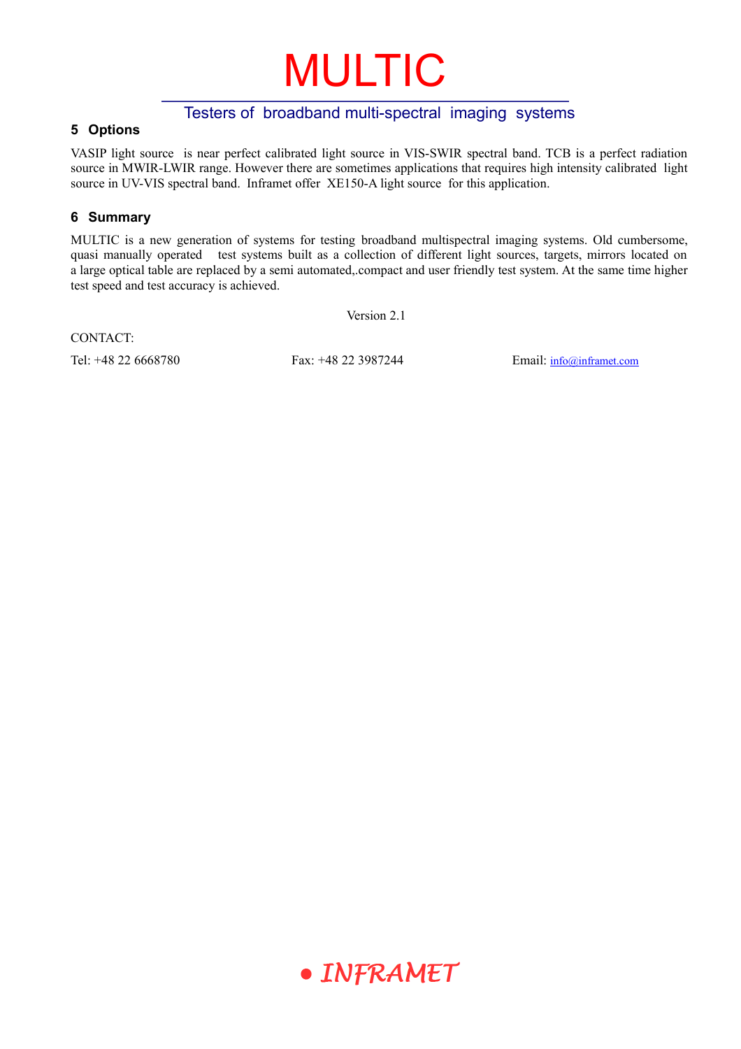## 5 Options

VASIP light source is near perfect calibrated light source in VIS-SWIR spectral band. TCB is a perfect radiation source in MWIR-LWIR range. However there are sometimes applications that requires high intensity calibrated light source in UV-VIS spectral band. Inframet offer XE150-A light source for this application.

## 6 Summary

MULTIC is a new generation of systems for testing broadband multispectral imaging systems. Old cumbersome, quasi manually operated test systems built as a collection of different light sources, targets, mirrors located on a large optical table are replaced by a semi automated,.compact and user friendly test system. At the same time higher test speed and test accuracy is achieved.

Version 2.1

CONTACT:

Tel: +48 22 6668780 Fax: +48 22 3987244 Email: info@inframet.com